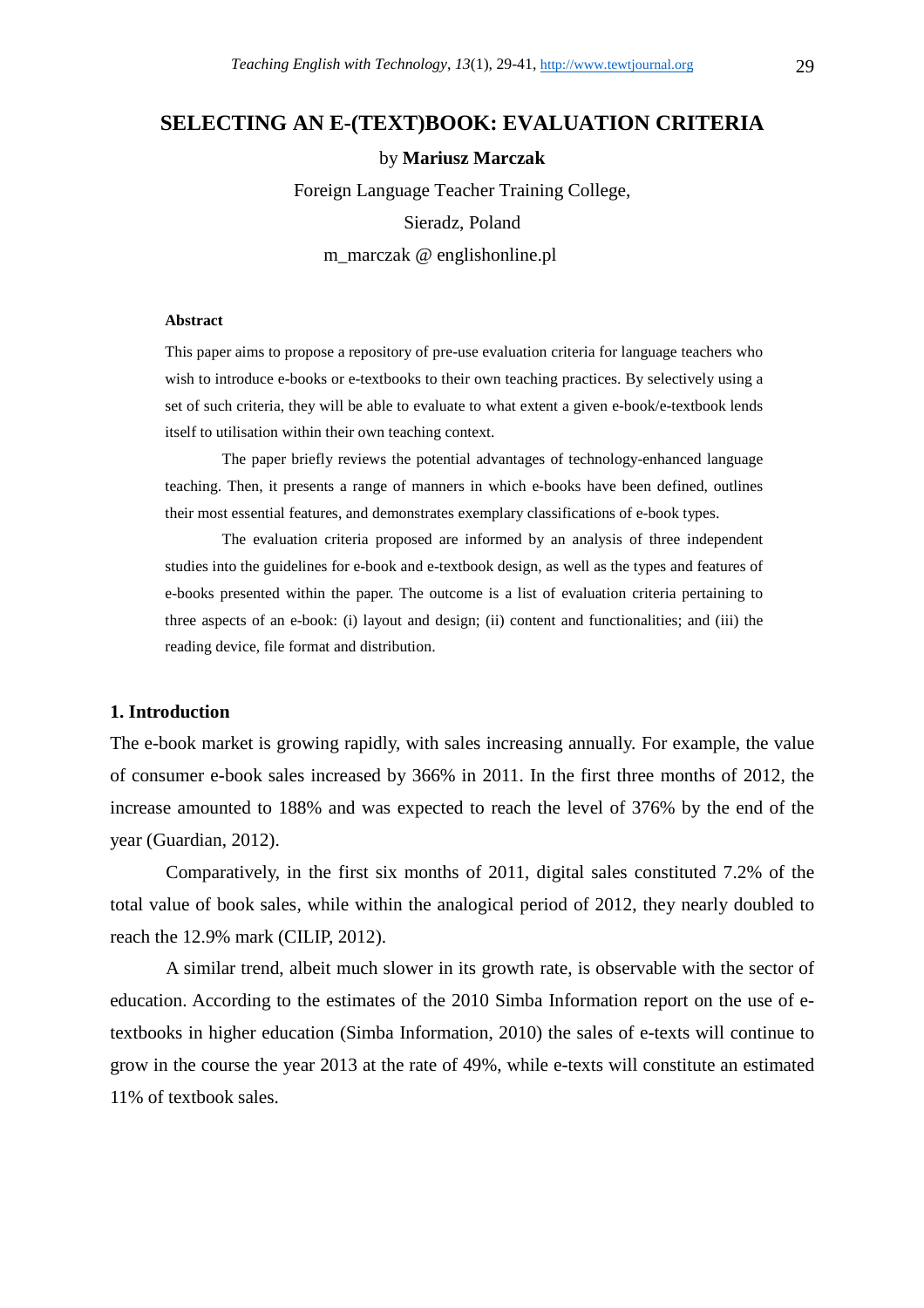# SELECTING AN E-(TEXT)BOOK: EVALUATION CRITERIA

by **Mariusz Marczak**

Foreign Language Teacher Training College,

Sieradz, Poland

m_marczak @ englishonline.pl

### Abstract

This paper aims to propose a repository of pre-use evaluation criteria for language teachers who wish to introduce e-books or e-textbooks to their own teaching practices. By selectively using a set of such criteria, they will be able to evaluate to what extent a given e-book/e-textbook lends itself to utilisation within their own teaching context.

The paper briefly reviews the potential advantages of technology-enhanced language teaching. Then, it presents a range of manners in which e-books have been defined, outlines their most essential features, and demonstrates exemplary classifications of e-book types.

The evaluation criteria proposed are informed by an analysis of three independent studies into the guidelines for e-book and e-textbook design, as well as the types and features of e-books presented within the paper. The outcome is a list of evaluation criteria pertaining to three aspects of an e-book: (i) layout and design; (ii) content and functionalities; and (iii) the reading device, file format and distribution.

## 1. Introduction

The e-book market is growing rapidly, with sales increasing annually. For example, the value of consumer e-book sales increased by 366% in 2011. In the first three months of 2012, the increase amounted to 188% and was expected to reach the level of 376% by the end of the year (Guardian, 2012).

Comparatively, in the first six months of 2011, digital sales constituted 7.2% of the total value of book sales, while within the analogical period of 2012, they nearly doubled to reach the 12.9% mark (CILIP, 2012).

A similar trend, albeit much slower in its growth rate, is observable with the sector of education. According to the estimates of the 2010 Simba Information report on the use of e-textbooks in higher education (Simba Information, 2010) the sales of e-texts will continue to grow in the course the year 2013 at the rate of 49%, while e-texts will constitute an estimated 11% of textbook sales.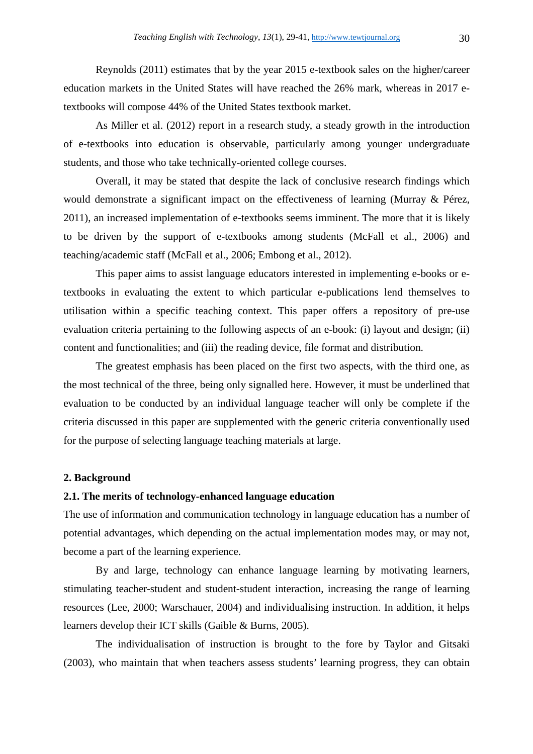Reynolds (2011) estimates that by the year 2015 e-textbook sales on the higher/career education markets in the United States will have reached the 26% mark, whereas in 2017 e-textbooks will compose 44% of the United States textbook market.

As Miller et al. (2012) report in a research study, a steady growth in the introduction of e-textbooks into education is observable, particularly among younger undergraduate students, and those who take technically-oriented college courses.

Overall, it may be stated that despite the lack of conclusive research findings which would demonstrate a significant impact on the effectiveness of learning (Murray & Pérez, 2011), an increased implementation of e-textbooks seems imminent. The more that it is likely to be driven by the support of e-textbooks among students (McFall et al., 2006) and teaching/academic staff (McFall et al., 2006; Embong et al., 2012).

This paper aims to assist language educators interested in implementing e-books or e-textbooks in evaluating the extent to which particular e-publications lend themselves to utilisation within a specific teaching context. This paper offers a repository of pre-use evaluation criteria pertaining to the following aspects of an e-book: (i) layout and design; (ii) content and functionalities; and (iii) the reading device, file format and distribution.

The greatest emphasis has been placed on the first two aspects, with the third one, as the most technical of the three, being only signalled here. However, it must be underlined that evaluation to be conducted by an individual language teacher will only be complete if the criteria discussed in this paper are supplemented with the generic criteria conventionally used for the purpose of selecting language teaching materials at large.

## 2. Background

### 2.1. The merits of technology-enhanced language education

The use of information and communication technology in language education has a number of potential advantages, which depending on the actual implementation modes may, or may not, become a part of the learning experience.

By and large, technology can enhance language learning by motivating learners, stimulating teacher-student and student-student interaction, increasing the range of learning resources (Lee, 2000; Warschauer, 2004) and individualising instruction. In addition, it helps learners develop their ICT skills (Gaible & Burns, 2005).

The individualisation of instruction is brought to the fore by Taylor and Gitsaki (2003), who maintain that when teachers assess students' learning progress, they can obtain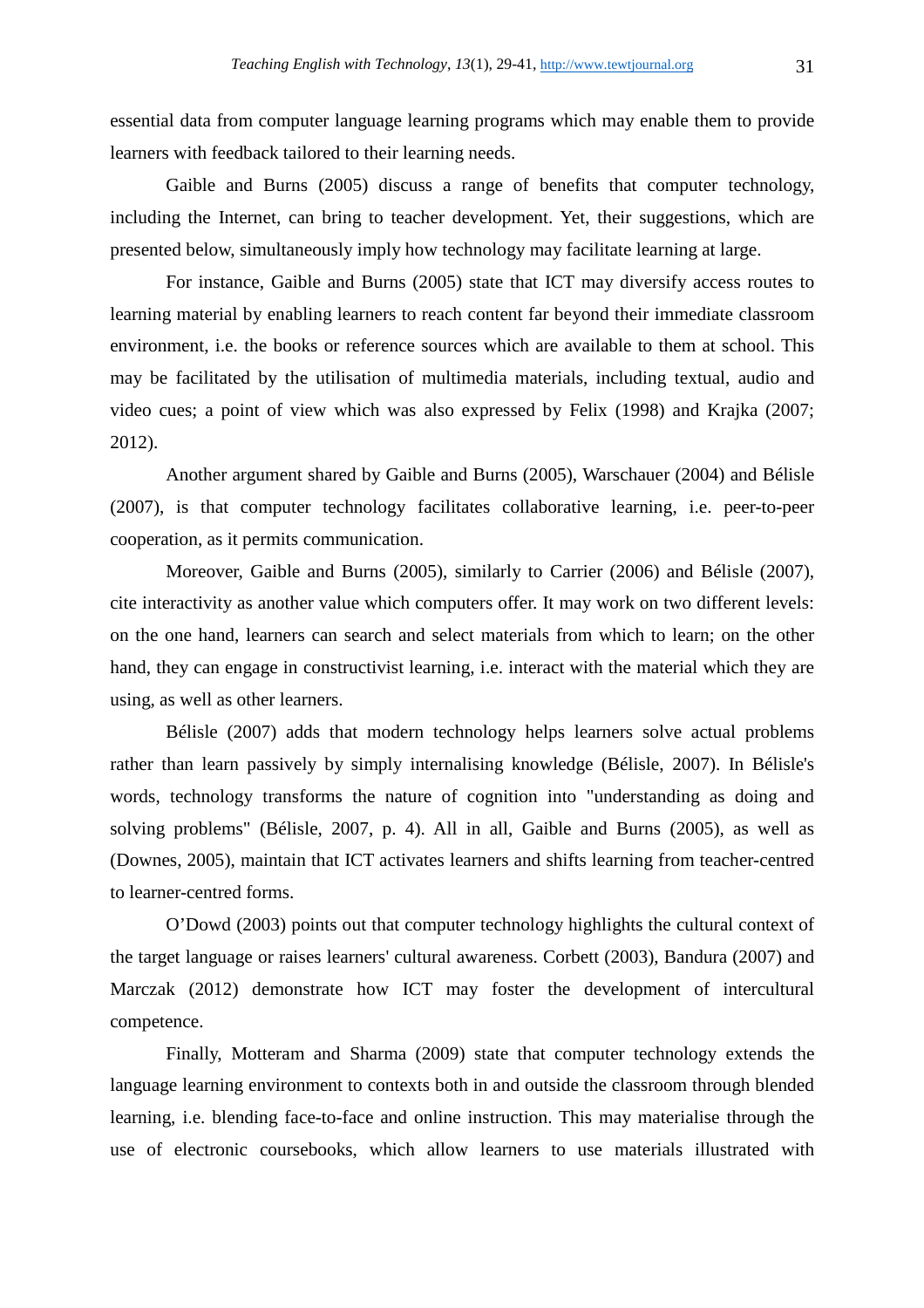essential data from computer language learning programs which may enable them to provide learners with feedback tailored to their learning needs.

Gaible and Burns (2005) discuss a range of benefits that computer technology, including the Internet, can bring to teacher development. Yet, their suggestions, which are presented below, simultaneously imply how technology may facilitate learning at large.

For instance, Gaible and Burns (2005) state that ICT may diversify access routes to learning material by enabling learners to reach content far beyond their immediate classroom environment, i.e. the books or reference sources which are available to them at school. This may be facilitated by the utilisation of multimedia materials, including textual, audio and video cues; a point of view which was also expressed by Felix (1998) and Krajka (2007; 2012).

Another argument shared by Gaible and Burns (2005), Warschauer (2004) and Bélisle (2007), is that computer technology facilitates collaborative learning, i.e. peer-to-peer cooperation, as it permits communication.

Moreover, Gaible and Burns (2005), similarly to Carrier (2006) and Bélisle (2007), cite interactivity as another value which computers offer. It may work on two different levels: on the one hand, learners can search and select materials from which to learn; on the other hand, they can engage in constructivist learning, i.e. interact with the material which they are using, as well as other learners.

Bélisle (2007) adds that modern technology helps learners solve actual problems rather than learn passively by simply internalising knowledge (Bélisle, 2007). In Bélisle's words, technology transforms the nature of cognition into "understanding as doing and solving problems" (Bélisle, 2007, p. 4). All in all, Gaible and Burns (2005), as well as (Downes, 2005), maintain that ICT activates learners and shifts learning from teacher-centred to learner-centred forms.

O'Dowd (2003) points out that computer technology highlights the cultural context of the target language or raises learners' cultural awareness. Corbett (2003), Bandura (2007) and Marczak (2012) demonstrate how ICT may foster the development of intercultural competence.

Finally, Motteram and Sharma (2009) state that computer technology extends the language learning environment to contexts both in and outside the classroom through blended learning, i.e. blending face-to-face and online instruction. This may materialise through the use of electronic coursebooks, which allow learners to use materials illustrated with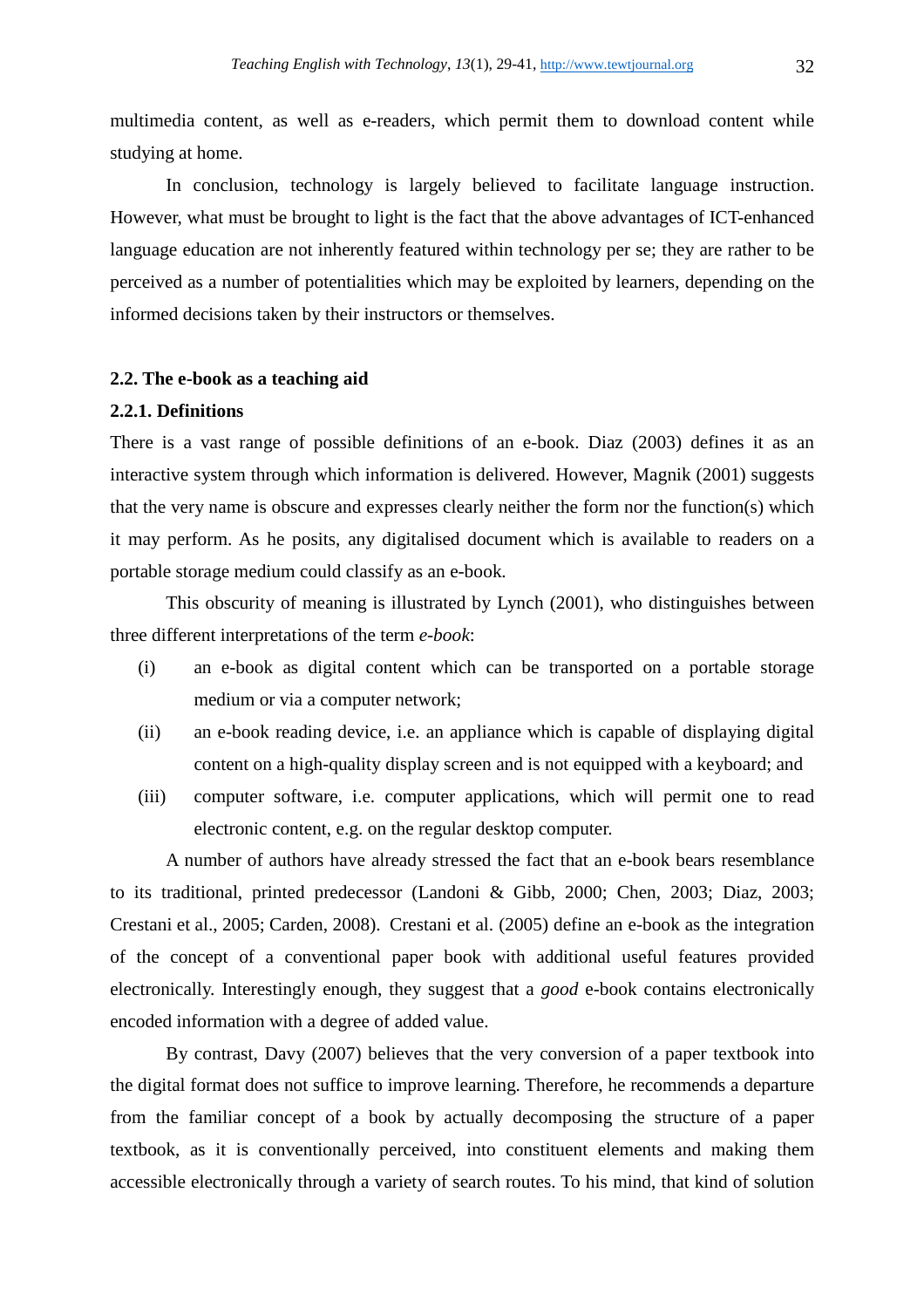multimedia content, as well as e-readers, which permit them to download content while studying at home.

In conclusion, technology is largely believed to facilitate language instruction. However, what must be brought to light is the fact that the above advantages of ICT-enhanced language education are not inherently featured within technology per se; they are rather to be perceived as a number of potentialities which may be exploited by learners, depending on the informed decisions taken by their instructors or themselves.

### 2.2. The e-book as a teaching aid

#### 2.2.1. Definitions

There is a vast range of possible definitions of an e-book. Diaz (2003) defines it as an interactive system through which information is delivered. However, Magnik (2001) suggests that the very name is obscure and expresses clearly neither the form nor the function(s) which it may perform. As he posits, any digitalised document which is available to readers on a portable storage medium could classify as an e-book.

This obscurity of meaning is illustrated by Lynch (2001), who distinguishes between three different interpretations of the term *e-book*:

(i) an e-book as digital content which can be transported on a portable storage medium or via a computer network;

(ii) an e-book reading device, i.e. an appliance which is capable of displaying digital content on a high-quality display screen and is not equipped with a keyboard; and

(iii) computer software, i.e. computer applications, which will permit one to read electronic content, e.g. on the regular desktop computer.

A number of authors have already stressed the fact that an e-book bears resemblance to its traditional, printed predecessor (Landoni & Gibb, 2000; Chen, 2003; Diaz, 2003; Crestani et al., 2005; Carden, 2008). Crestani et al. (2005) define an e-book as the integration of the concept of a conventional paper book with additional useful features provided electronically. Interestingly enough, they suggest that a *good* e-book contains electronically encoded information with a degree of added value.

By contrast, Davy (2007) believes that the very conversion of a paper textbook into the digital format does not suffice to improve learning. Therefore, he recommends a departure from the familiar concept of a book by actually decomposing the structure of a paper textbook, as it is conventionally perceived, into constituent elements and making them accessible electronically through a variety of search routes. To his mind, that kind of solution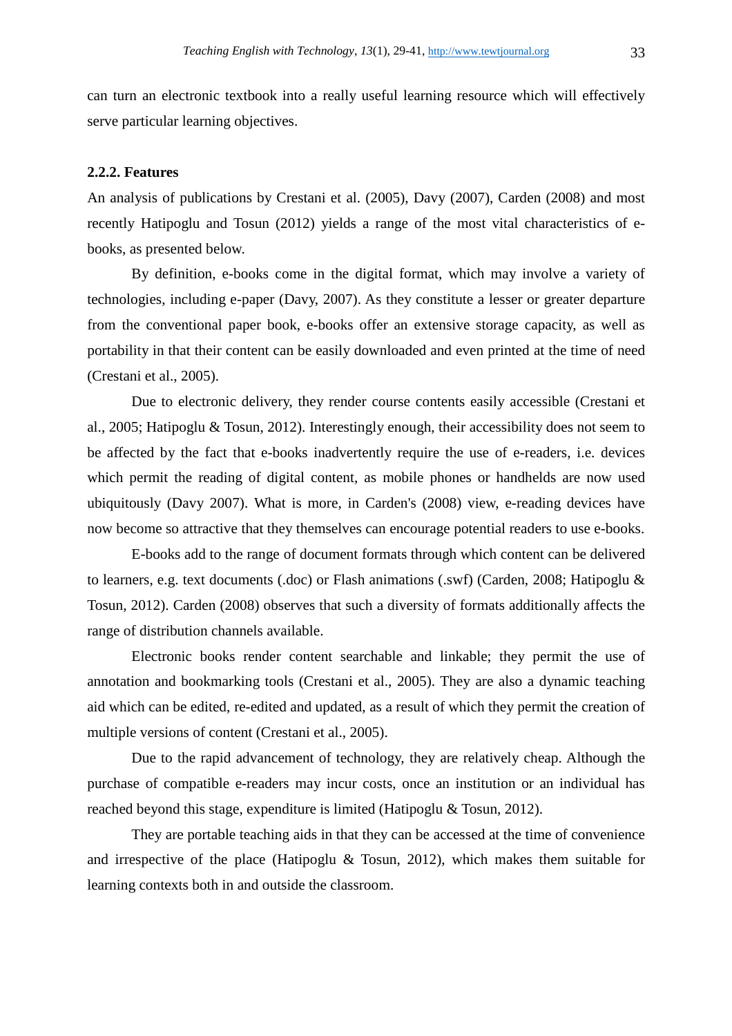can turn an electronic textbook into a really useful learning resource which will effectively serve particular learning objectives.

### 2.2.2. Features

An analysis of publications by Crestani et al. (2005), Davy (2007), Carden (2008) and most recently Hatipoglu and Tosun (2012) yields a range of the most vital characteristics of e-books, as presented below.

By definition, e-books come in the digital format, which may involve a variety of technologies, including e-paper (Davy, 2007). As they constitute a lesser or greater departure from the conventional paper book, e-books offer an extensive storage capacity, as well as portability in that their content can be easily downloaded and even printed at the time of need (Crestani et al., 2005).

Due to electronic delivery, they render course contents easily accessible (Crestani et al., 2005; Hatipoglu & Tosun, 2012). Interestingly enough, their accessibility does not seem to be affected by the fact that e-books inadvertently require the use of e-readers, i.e. devices which permit the reading of digital content, as mobile phones or handhelds are now used ubiquitously (Davy 2007). What is more, in Carden's (2008) view, e-reading devices have now become so attractive that they themselves can encourage potential readers to use e-books.

E-books add to the range of document formats through which content can be delivered to learners, e.g. text documents (.doc) or Flash animations (.swf) (Carden, 2008; Hatipoglu & Tosun, 2012). Carden (2008) observes that such a diversity of formats additionally affects the range of distribution channels available.

Electronic books render content searchable and linkable; they permit the use of annotation and bookmarking tools (Crestani et al., 2005). They are also a dynamic teaching aid which can be edited, re-edited and updated, as a result of which they permit the creation of multiple versions of content (Crestani et al., 2005).

Due to the rapid advancement of technology, they are relatively cheap. Although the purchase of compatible e-readers may incur costs, once an institution or an individual has reached beyond this stage, expenditure is limited (Hatipoglu & Tosun, 2012).

They are portable teaching aids in that they can be accessed at the time of convenience and irrespective of the place (Hatipoglu & Tosun, 2012), which makes them suitable for learning contexts both in and outside the classroom.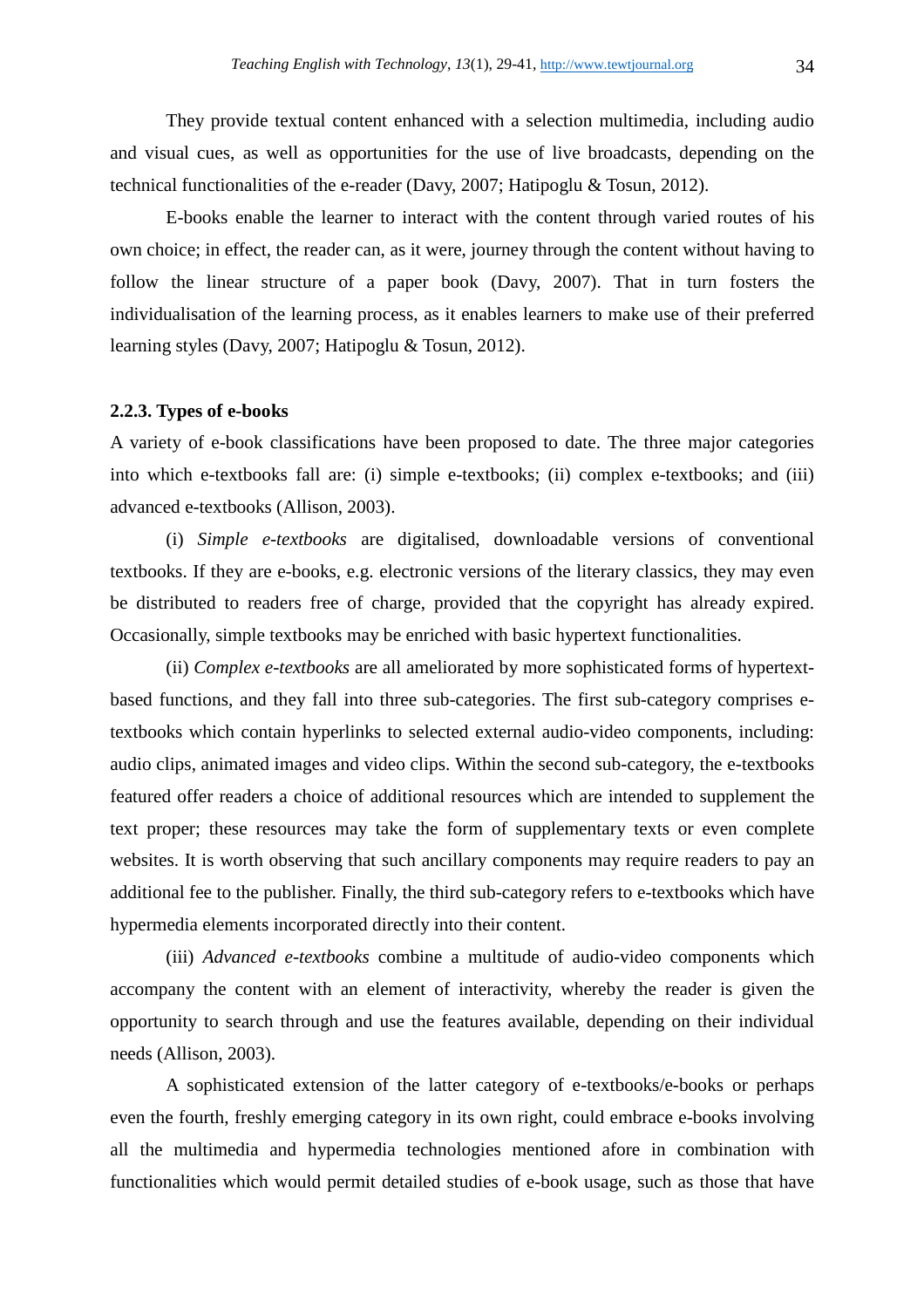They provide textual content enhanced with a selection multimedia, including audio and visual cues, as well as opportunities for the use of live broadcasts, depending on the technical functionalities of the e-reader (Davy, 2007; Hatipoglu & Tosun, 2012).

E-books enable the learner to interact with the content through varied routes of his own choice; in effect, the reader can, as it were, journey through the content without having to follow the linear structure of a paper book (Davy, 2007). That in turn fosters the individualisation of the learning process, as it enables learners to make use of their preferred learning styles (Davy, 2007; Hatipoglu & Tosun, 2012).

### 2.2.3. Types of e-books

A variety of e-book classifications have been proposed to date. The three major categories into which e-textbooks fall are: (i) simple e-textbooks; (ii) complex e-textbooks; and (iii) advanced e-textbooks (Allison, 2003).

(i) *Simple e-textbooks* are digitalised, downloadable versions of conventional textbooks. If they are e-books, e.g. electronic versions of the literary classics, they may even be distributed to readers free of charge, provided that the copyright has already expired. Occasionally, simple textbooks may be enriched with basic hypertext functionalities.

(ii) *Complex e-textbooks* are all ameliorated by more sophisticated forms of hypertext-based functions, and they fall into three sub-categories. The first sub-category comprises e-textbooks which contain hyperlinks to selected external audio-video components, including: audio clips, animated images and video clips. Within the second sub-category, the e-textbooks featured offer readers a choice of additional resources which are intended to supplement the text proper; these resources may take the form of supplementary texts or even complete websites. It is worth observing that such ancillary components may require readers to pay an additional fee to the publisher. Finally, the third sub-category refers to e-textbooks which have hypermedia elements incorporated directly into their content.

(iii) *Advanced e-textbooks* combine a multitude of audio-video components which accompany the content with an element of interactivity, whereby the reader is given the opportunity to search through and use the features available, depending on their individual needs (Allison, 2003).

A sophisticated extension of the latter category of e-textbooks/e-books or perhaps even the fourth, freshly emerging category in its own right, could embrace e-books involving all the multimedia and hypermedia technologies mentioned afore in combination with functionalities which would permit detailed studies of e-book usage, such as those that have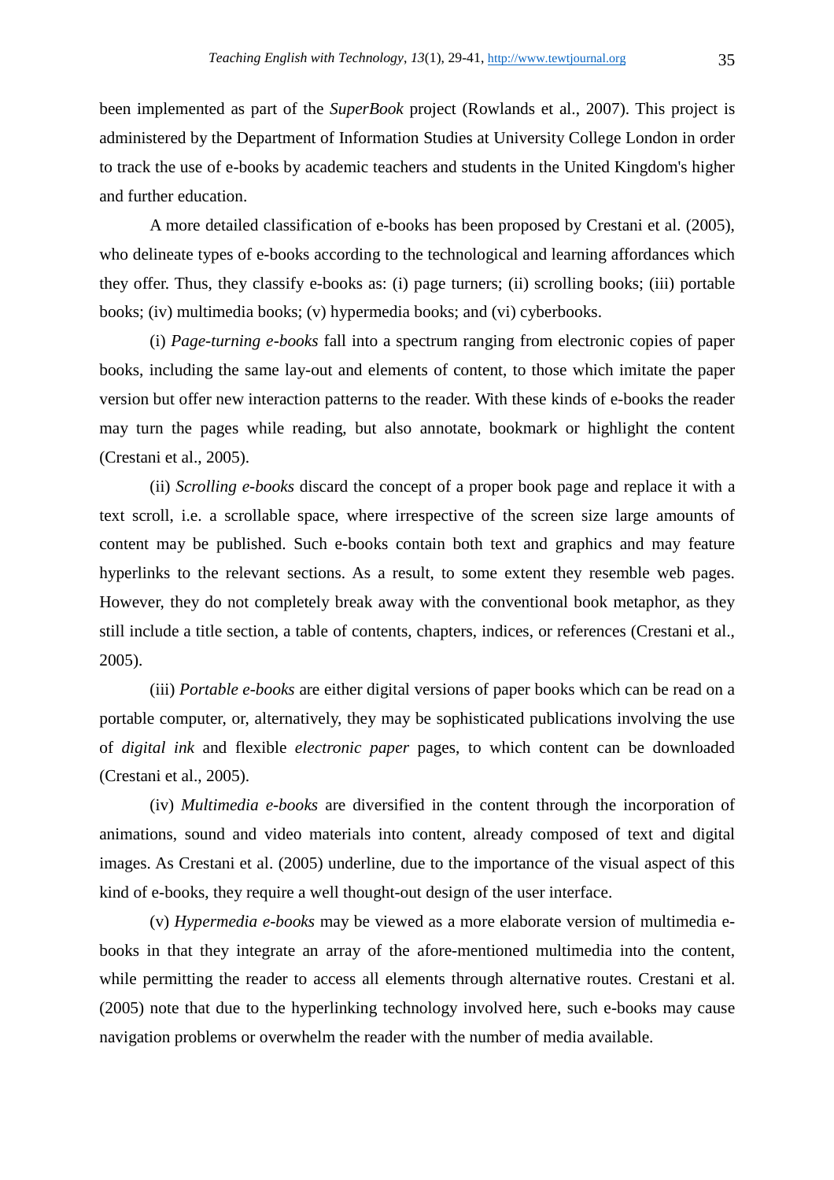been implemented as part of the *SuperBook* project (Rowlands et al., 2007). This project is administered by the Department of Information Studies at University College London in order to track the use of e-books by academic teachers and students in the United Kingdom's higher and further education.

A more detailed classification of e-books has been proposed by Crestani et al. (2005), who delineate types of e-books according to the technological and learning affordances which they offer. Thus, they classify e-books as: (i) page turners; (ii) scrolling books; (iii) portable books; (iv) multimedia books; (v) hypermedia books; and (vi) cyberbooks.

(i) *Page-turning e-books* fall into a spectrum ranging from electronic copies of paper books, including the same lay-out and elements of content, to those which imitate the paper version but offer new interaction patterns to the reader. With these kinds of e-books the reader may turn the pages while reading, but also annotate, bookmark or highlight the content (Crestani et al., 2005).

(ii) *Scrolling e-books* discard the concept of a proper book page and replace it with a text scroll, i.e. a scrollable space, where irrespective of the screen size large amounts of content may be published. Such e-books contain both text and graphics and may feature hyperlinks to the relevant sections. As a result, to some extent they resemble web pages. However, they do not completely break away with the conventional book metaphor, as they still include a title section, a table of contents, chapters, indices, or references (Crestani et al., 2005).

(iii) *Portable e-books* are either digital versions of paper books which can be read on a portable computer, or, alternatively, they may be sophisticated publications involving the use of *digital ink* and flexible *electronic paper* pages, to which content can be downloaded (Crestani et al., 2005).

(iv) *Multimedia e-books* are diversified in the content through the incorporation of animations, sound and video materials into content, already composed of text and digital images. As Crestani et al. (2005) underline, due to the importance of the visual aspect of this kind of e-books, they require a well thought-out design of the user interface.

(v) *Hypermedia e-books* may be viewed as a more elaborate version of multimedia e-books in that they integrate an array of the afore-mentioned multimedia into the content, while permitting the reader to access all elements through alternative routes. Crestani et al. (2005) note that due to the hyperlinking technology involved here, such e-books may cause navigation problems or overwhelm the reader with the number of media available.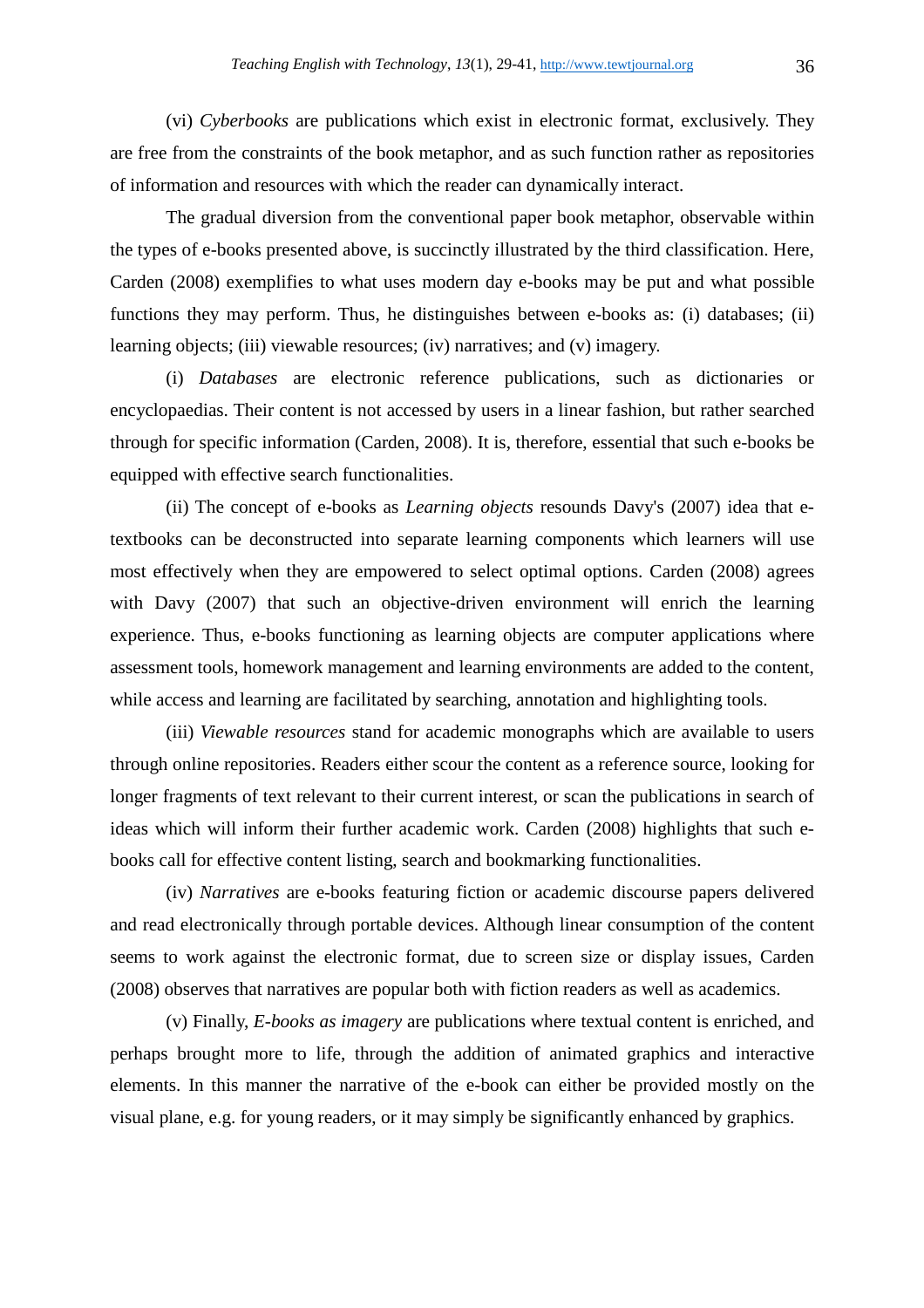(vi) *Cyberbooks* are publications which exist in electronic format, exclusively. They are free from the constraints of the book metaphor, and as such function rather as repositories of information and resources with which the reader can dynamically interact.

The gradual diversion from the conventional paper book metaphor, observable within the types of e-books presented above, is succinctly illustrated by the third classification. Here, Carden (2008) exemplifies to what uses modern day e-books may be put and what possible functions they may perform. Thus, he distinguishes between e-books as: (i) databases; (ii) learning objects; (iii) viewable resources; (iv) narratives; and (v) imagery.

(i) *Databases* are electronic reference publications, such as dictionaries or encyclopaedias. Their content is not accessed by users in a linear fashion, but rather searched through for specific information (Carden, 2008). It is, therefore, essential that such e-books be equipped with effective search functionalities.

(ii) The concept of e-books as *Learning objects* resounds Davy's (2007) idea that e-textbooks can be deconstructed into separate learning components which learners will use most effectively when they are empowered to select optimal options. Carden (2008) agrees with Davy (2007) that such an objective-driven environment will enrich the learning experience. Thus, e-books functioning as learning objects are computer applications where assessment tools, homework management and learning environments are added to the content, while access and learning are facilitated by searching, annotation and highlighting tools.

(iii) *Viewable resources* stand for academic monographs which are available to users through online repositories. Readers either scour the content as a reference source, looking for longer fragments of text relevant to their current interest, or scan the publications in search of ideas which will inform their further academic work. Carden (2008) highlights that such e-books call for effective content listing, search and bookmarking functionalities.

(iv) *Narratives* are e-books featuring fiction or academic discourse papers delivered and read electronically through portable devices. Although linear consumption of the content seems to work against the electronic format, due to screen size or display issues, Carden (2008) observes that narratives are popular both with fiction readers as well as academics.

(v) Finally, *E-books as imagery* are publications where textual content is enriched, and perhaps brought more to life, through the addition of animated graphics and interactive elements. In this manner the narrative of the e-book can either be provided mostly on the visual plane, e.g. for young readers, or it may simply be significantly enhanced by graphics.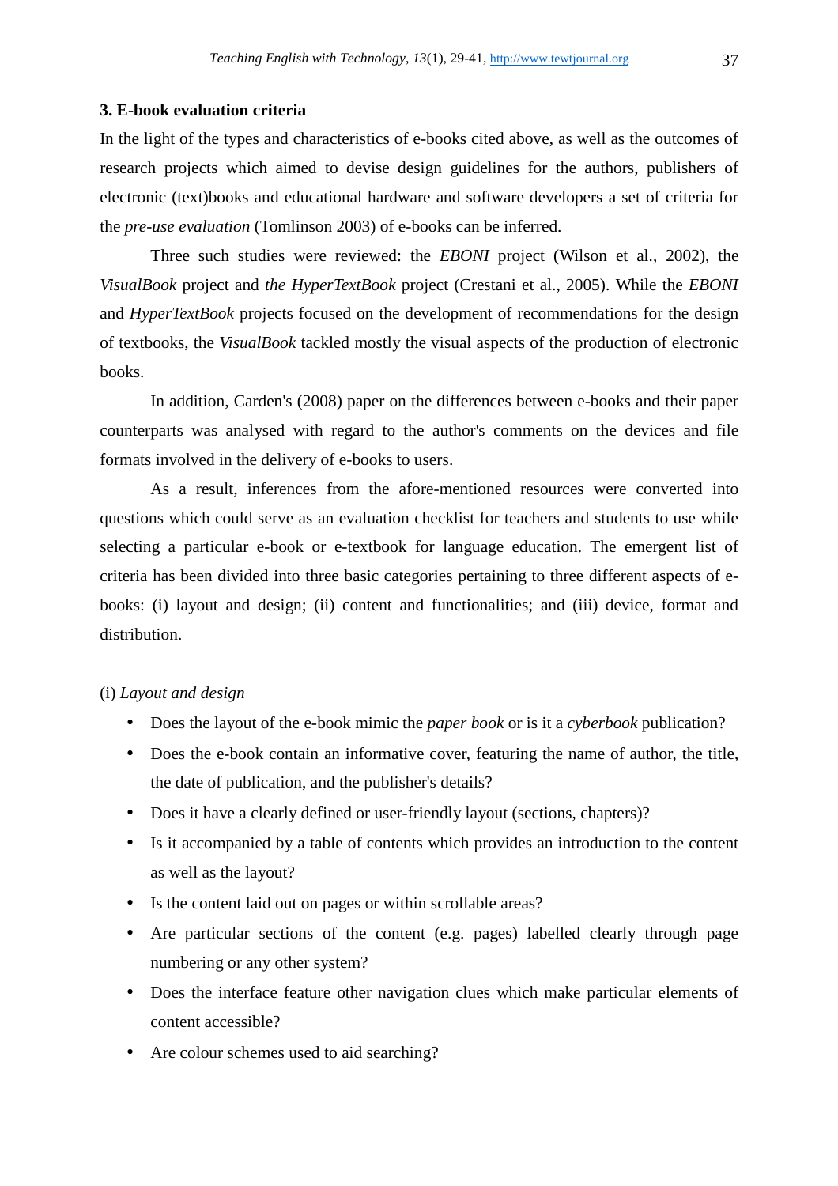## 3. E-book evaluation criteria

In the light of the types and characteristics of e-books cited above, as well as the outcomes of research projects which aimed to devise design guidelines for the authors, publishers of electronic (text)books and educational hardware and software developers a set of criteria for the *pre-use evaluation* (Tomlinson 2003) of e-books can be inferred.

Three such studies were reviewed: the *EBONI* project (Wilson et al., 2002), the *VisualBook* project and *the HyperTextBook* project (Crestani et al., 2005). While the *EBONI* and *HyperTextBook* projects focused on the development of recommendations for the design of textbooks, the *VisualBook* tackled mostly the visual aspects of the production of electronic books.

In addition, Carden's (2008) paper on the differences between e-books and their paper counterparts was analysed with regard to the author's comments on the devices and file formats involved in the delivery of e-books to users.

As a result, inferences from the afore-mentioned resources were converted into questions which could serve as an evaluation checklist for teachers and students to use while selecting a particular e-book or e-textbook for language education. The emergent list of criteria has been divided into three basic categories pertaining to three different aspects of e-books: (i) layout and design; (ii) content and functionalities; and (iii) device, format and distribution.

(i) *Layout and design*

- Does the layout of the e-book mimic the *paper book* or is it a *cyberbook* publication?
- Does the e-book contain an informative cover, featuring the name of author, the title, the date of publication, and the publisher's details?
- Does it have a clearly defined or user-friendly layout (sections, chapters)?
- Is it accompanied by a table of contents which provides an introduction to the content as well as the layout?
- Is the content laid out on pages or within scrollable areas?
- Are particular sections of the content (e.g. pages) labelled clearly through page numbering or any other system?
- Does the interface feature other navigation clues which make particular elements of content accessible?
- Are colour schemes used to aid searching?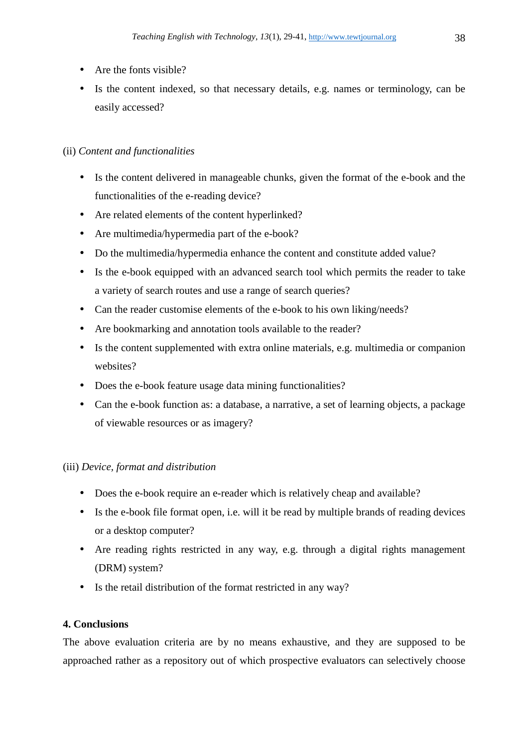- Are the fonts visible?
- Is the content indexed, so that necessary details, e.g. names or terminology, can be easily accessed?

(ii) *Content and functionalities*

- Is the content delivered in manageable chunks, given the format of the e-book and the functionalities of the e-reading device?
- Are related elements of the content hyperlinked?
- Are multimedia/hypermedia part of the e-book?
- Do the multimedia/hypermedia enhance the content and constitute added value?
- Is the e-book equipped with an advanced search tool which permits the reader to take a variety of search routes and use a range of search queries?
- Can the reader customise elements of the e-book to his own liking/needs?
- Are bookmarking and annotation tools available to the reader?
- Is the content supplemented with extra online materials, e.g. multimedia or companion websites?
- Does the e-book feature usage data mining functionalities?
- Can the e-book function as: a database, a narrative, a set of learning objects, a package of viewable resources or as imagery?

(iii) *Device, format and distribution*

- Does the e-book require an e-reader which is relatively cheap and available?
- Is the e-book file format open, i.e. will it be read by multiple brands of reading devices or a desktop computer?
- Are reading rights restricted in any way, e.g. through a digital rights management (DRM) system?
- Is the retail distribution of the format restricted in any way?

## 4. Conclusions

The above evaluation criteria are by no means exhaustive, and they are supposed to be approached rather as a repository out of which prospective evaluators can selectively choose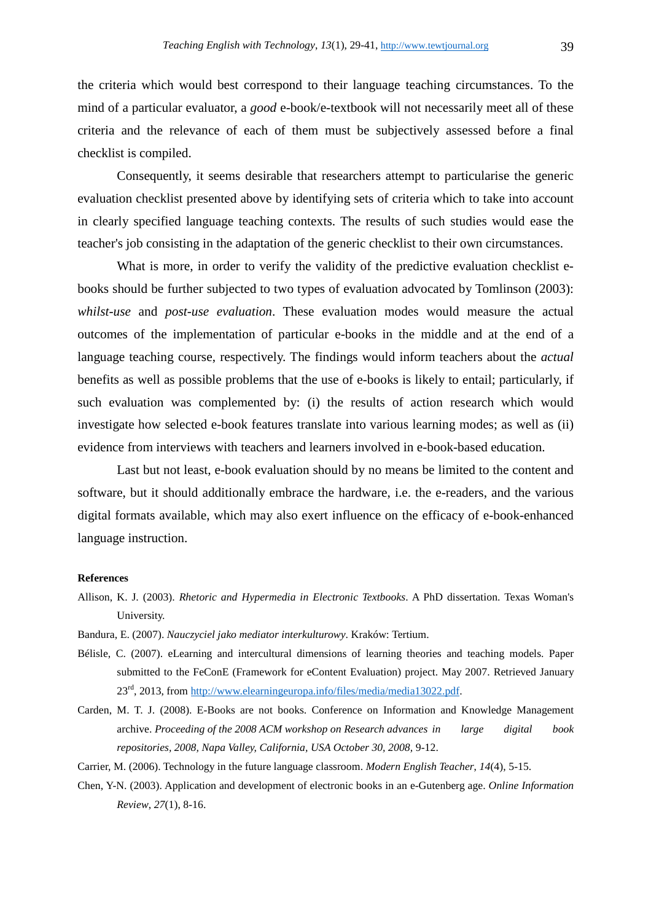the criteria which would best correspond to their language teaching circumstances. To the mind of a particular evaluator, a *good* e-book/e-textbook will not necessarily meet all of these criteria and the relevance of each of them must be subjectively assessed before a final checklist is compiled.

Consequently, it seems desirable that researchers attempt to particularise the generic evaluation checklist presented above by identifying sets of criteria which to take into account in clearly specified language teaching contexts. The results of such studies would ease the teacher's job consisting in the adaptation of the generic checklist to their own circumstances.

What is more, in order to verify the validity of the predictive evaluation checklist e-books should be further subjected to two types of evaluation advocated by Tomlinson (2003): *whilst-use* and *post-use evaluation*. These evaluation modes would measure the actual outcomes of the implementation of particular e-books in the middle and at the end of a language teaching course, respectively. The findings would inform teachers about the *actual* benefits as well as possible problems that the use of e-books is likely to entail; particularly, if such evaluation was complemented by: (i) the results of action research which would investigate how selected e-book features translate into various learning modes; as well as (ii) evidence from interviews with teachers and learners involved in e-book-based education.

Last but not least, e-book evaluation should by no means be limited to the content and software, but it should additionally embrace the hardware, i.e. the e-readers, and the various digital formats available, which may also exert influence on the efficacy of e-book-enhanced language instruction.

**References**

Allison, K. J. (2003). *Rhetoric and Hypermedia in Electronic Textbooks*. A PhD dissertation. Texas Woman's University.

Bandura, E. (2007). *Nauczyciel jako mediator interkulturowy*. Kraków: Tertium.

Bélisle, C. (2007). eLearning and intercultural dimensions of learning theories and teaching models. Paper submitted to the FeConE (Framework for eContent Evaluation) project. May 2007. Retrieved January 23rd, 2013, from http://www.elearningeuropa.info/files/media/media13022.pdf.

Carden, M. T. J. (2008). E-Books are not books. Conference on Information and Knowledge Management archive. *Proceeding of the 2008 ACM workshop on Research advances in large digital book repositories, 2008, Napa Valley, California, USA October 30, 2008*, 9-12.

Carrier, M. (2006). Technology in the future language classroom. *Modern English Teacher*, *14*(4), 5-15.

Chen, Y-N. (2003). Application and development of electronic books in an e-Gutenberg age. *Online Information Review*, *27*(1), 8-16.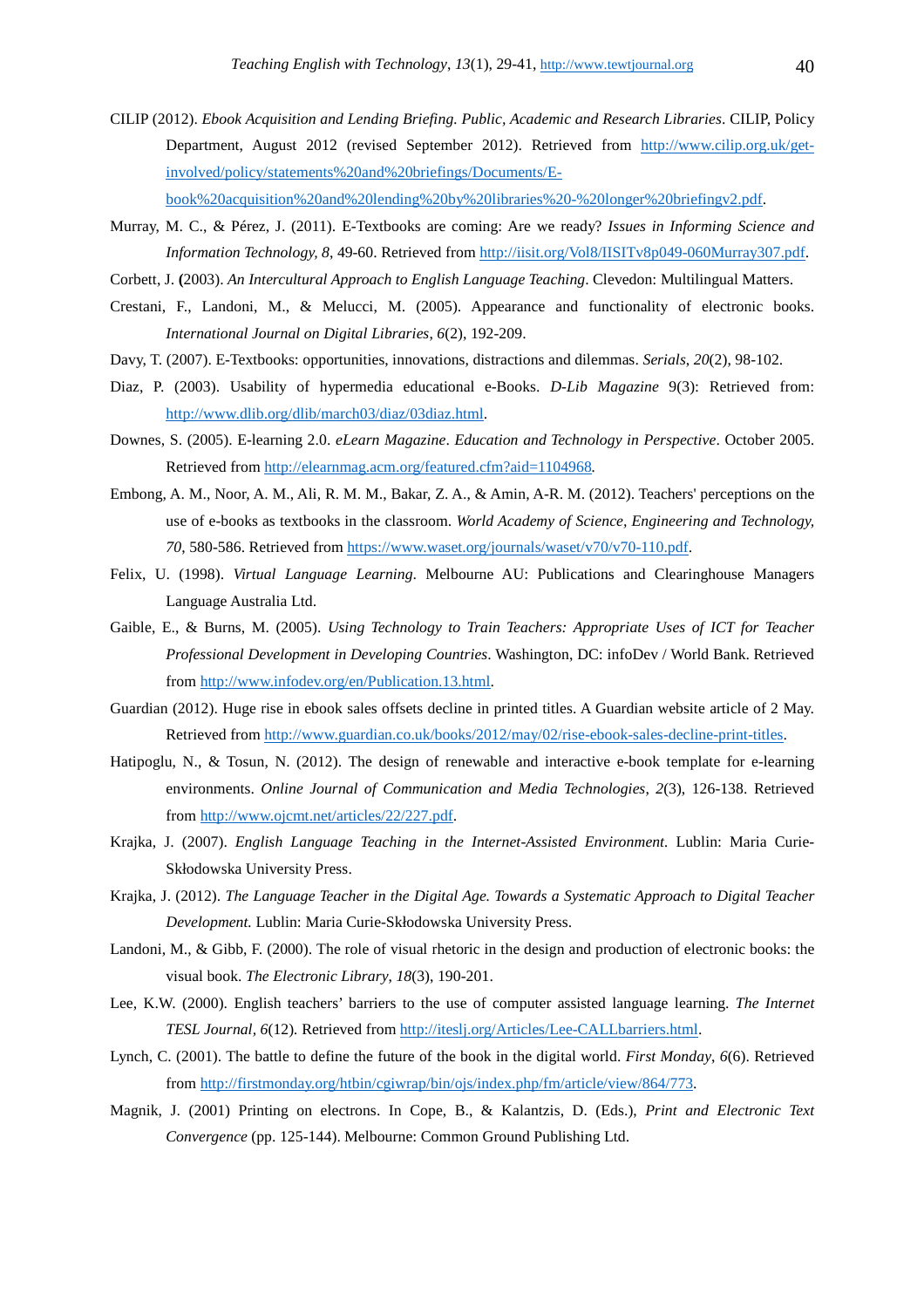CILIP (2012). *Ebook Acquisition and Lending Briefing. Public, Academic and Research Libraries*. CILIP, Policy Department, August 2012 (revised September 2012). Retrieved from http://www.cilip.org.uk/get-involved/policy/statements%20and%20briefings/Documents/E-book%20acquisition%20and%20lending%20by%20libraries%20-%20longer%20briefingv2.pdf.

Murray, M. C., & Pérez, J. (2011). E-Textbooks are coming: Are we ready? *Issues in Informing Science and Information Technology, 8*, 49-60. Retrieved from http://iisit.org/Vol8/IISITv8p049-060Murray307.pdf.

Corbett, J. **(**2003). *An Intercultural Approach to English Language Teaching*. Clevedon: Multilingual Matters.

Crestani, F., Landoni, M., & Melucci, M. (2005). Appearance and functionality of electronic books. *International Journal on Digital Libraries*, *6*(2), 192-209.

Davy, T. (2007). E-Textbooks: opportunities, innovations, distractions and dilemmas. *Serials*, *20*(2), 98-102.

Diaz, P. (2003). Usability of hypermedia educational e-Books. *D-Lib Magazine* 9(3): Retrieved from: http://www.dlib.org/dlib/march03/diaz/03diaz.html.

Downes, S. (2005). E-learning 2.0. *eLearn Magazine*. *Education and Technology in Perspective*. October 2005. Retrieved from http://elearnmag.acm.org/featured.cfm?aid=1104968.

Embong, A. M., Noor, A. M., Ali, R. M. M., Bakar, Z. A., & Amin, A-R. M. (2012). Teachers' perceptions on the use of e-books as textbooks in the classroom. *World Academy of Science, Engineering and Technology, 70*, 580-586. Retrieved from https://www.waset.org/journals/waset/v70/v70-110.pdf.

Felix, U. (1998). *Virtual Language Learning*. Melbourne AU: Publications and Clearinghouse Managers Language Australia Ltd.

Gaible, E., & Burns, M. (2005). *Using Technology to Train Teachers: Appropriate Uses of ICT for Teacher Professional Development in Developing Countries*. Washington, DC: infoDev / World Bank. Retrieved from http://www.infodev.org/en/Publication.13.html.

Guardian (2012). Huge rise in ebook sales offsets decline in printed titles. A Guardian website article of 2 May. Retrieved from http://www.guardian.co.uk/books/2012/may/02/rise-ebook-sales-decline-print-titles.

Hatipoglu, N., & Tosun, N. (2012). The design of renewable and interactive e-book template for e-learning environments. *Online Journal of Communication and Media Technologies*, *2*(3), 126-138. Retrieved from http://www.ojcmt.net/articles/22/227.pdf.

Krajka, J. (2007). *English Language Teaching in the Internet-Assisted Environment*. Lublin: Maria Curie-Skłodowska University Press.

Krajka, J. (2012). *The Language Teacher in the Digital Age. Towards a Systematic Approach to Digital Teacher Development.* Lublin: Maria Curie-Skłodowska University Press.

Landoni, M., & Gibb, F. (2000). The role of visual rhetoric in the design and production of electronic books: the visual book. *The Electronic Library*, *18*(3), 190-201.

Lee, K.W. (2000). English teachers' barriers to the use of computer assisted language learning. *The Internet TESL Journal*, *6*(12). Retrieved from http://iteslj.org/Articles/Lee-CALLbarriers.html.

Lynch, C. (2001). The battle to define the future of the book in the digital world. *First Monday*, *6*(6). Retrieved from http://firstmonday.org/htbin/cgiwrap/bin/ojs/index.php/fm/article/view/864/773.

Magnik, J. (2001) Printing on electrons. In Cope, B., & Kalantzis, D. (Eds.), *Print and Electronic Text Convergence* (pp. 125-144). Melbourne: Common Ground Publishing Ltd.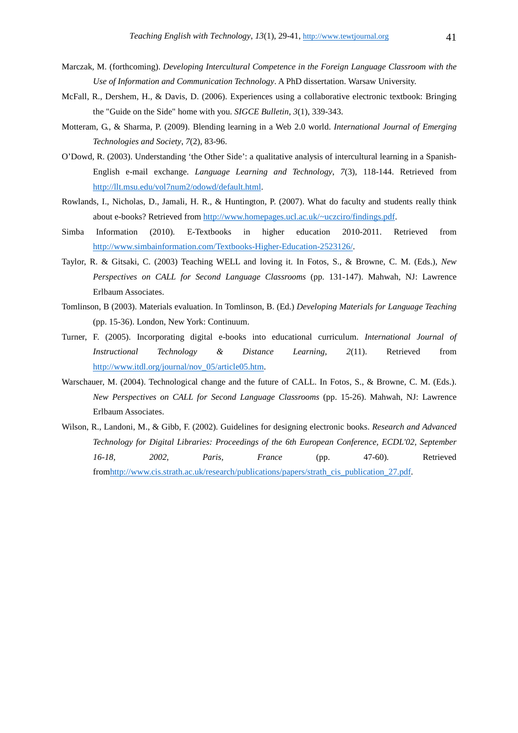Marczak, M. (forthcoming). *Developing Intercultural Competence in the Foreign Language Classroom with the Use of Information and Communication Technology*. A PhD dissertation. Warsaw University.

McFall, R., Dershem, H., & Davis, D. (2006). Experiences using a collaborative electronic textbook: Bringing the "Guide on the Side" home with you. *SIGCE Bulletin*, *3*(1), 339-343.

Motteram, G., & Sharma, P. (2009). Blending learning in a Web 2.0 world. *International Journal of Emerging Technologies and Society*, *7*(2), 83-96.

O'Dowd, R. (2003). Understanding 'the Other Side': a qualitative analysis of intercultural learning in a Spanish-English e-mail exchange. *Language Learning and Technology*, *7*(3), 118-144. Retrieved from http://llt.msu.edu/vol7num2/odowd/default.html.

Rowlands, I., Nicholas, D., Jamali, H. R., & Huntington, P. (2007). What do faculty and students really think about e-books? Retrieved from http://www.homepages.ucl.ac.uk/~uczciro/findings.pdf.

Simba Information (2010). E-Textbooks in higher education 2010-2011. Retrieved from http://www.simbainformation.com/Textbooks-Higher-Education-2523126/.

Taylor, R. & Gitsaki, C. (2003) Teaching WELL and loving it. In Fotos, S., & Browne, C. M. (Eds.), *New Perspectives on CALL for Second Language Classrooms* (pp. 131-147). Mahwah, NJ: Lawrence Erlbaum Associates.

Tomlinson, B (2003). Materials evaluation. In Tomlinson, B. (Ed.) *Developing Materials for Language Teaching* (pp. 15-36). London, New York: Continuum.

Turner, F. (2005). Incorporating digital e-books into educational curriculum. *International Journal of Instructional Technology & Distance Learning*, *2*(11). Retrieved from http://www.itdl.org/journal/nov_05/article05.htm.

Warschauer, M. (2004). Technological change and the future of CALL. In Fotos, S., & Browne, C. M. (Eds.). *New Perspectives on CALL for Second Language Classrooms* (pp. 15-26). Mahwah, NJ: Lawrence Erlbaum Associates.

Wilson, R., Landoni, M., & Gibb, F. (2002). Guidelines for designing electronic books. *Research and Advanced Technology for Digital Libraries: Proceedings of the 6th European Conference, ECDL'02, September 16-18, 2002, Paris, France* (pp. 47-60). Retrieved fromhttp://www.cis.strath.ac.uk/research/publications/papers/strath_cis_publication_27.pdf.